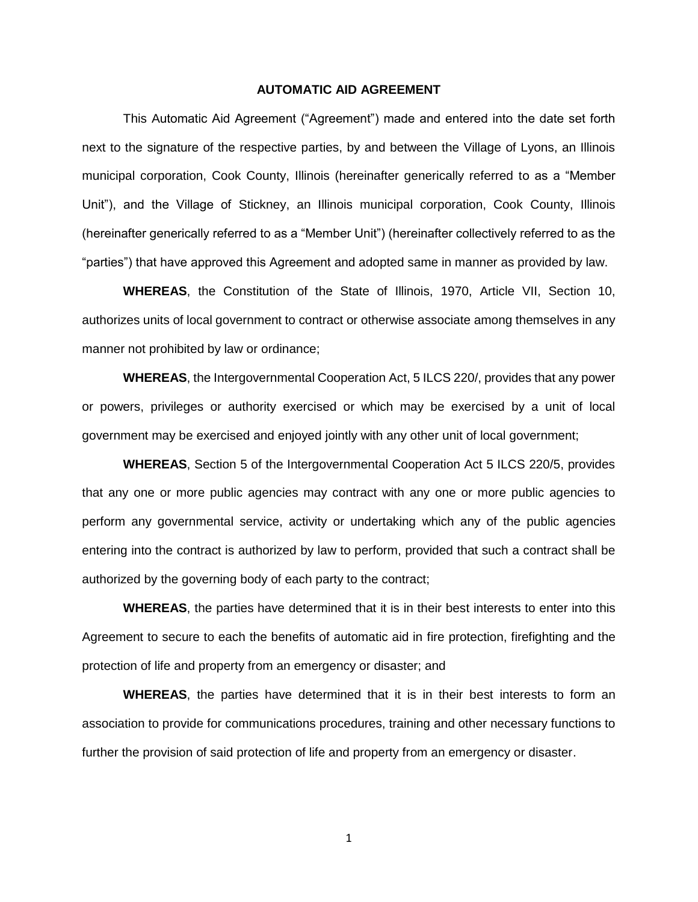# AUTOMATIC AID AGREEMENT

This Automatic Aid Agreement ("Agreement") made and entered into the date set forth next to the signature of the respective parties, by and between the Village of Lyons, an Illinois municipal corporation, Cook County, Illinois (hereinafter generically referred to as a "Member Unit"), and the Village of Stickney, an Illinois municipal corporation, Cook County, Illinois (hereinafter generically referred to as a "Member Unit") (hereinafter collectively referred to as the "parties") that have approved this Agreement and adopted same in manner as provided by law.

**WHEREAS**, the Constitution of the State of Illinois, 1970, Article VII, Section 10, authorizes units of local government to contract or otherwise associate among themselves in any manner not prohibited by law or ordinance;

**WHEREAS**, the Intergovernmental Cooperation Act, 5 ILCS 220/, provides that any power or powers, privileges or authority exercised or which may be exercised by a unit of local government may be exercised and enjoyed jointly with any other unit of local government;

**WHEREAS**, Section 5 of the Intergovernmental Cooperation Act 5 ILCS 220/5, provides that any one or more public agencies may contract with any one or more public agencies to perform any governmental service, activity or undertaking which any of the public agencies entering into the contract is authorized by law to perform, provided that such a contract shall be authorized by the governing body of each party to the contract;

**WHEREAS**, the parties have determined that it is in their best interests to enter into this Agreement to secure to each the benefits of automatic aid in fire protection, firefighting and the protection of life and property from an emergency or disaster; and

**WHEREAS**, the parties have determined that it is in their best interests to form an association to provide for communications procedures, training and other necessary functions to further the provision of said protection of life and property from an emergency or disaster.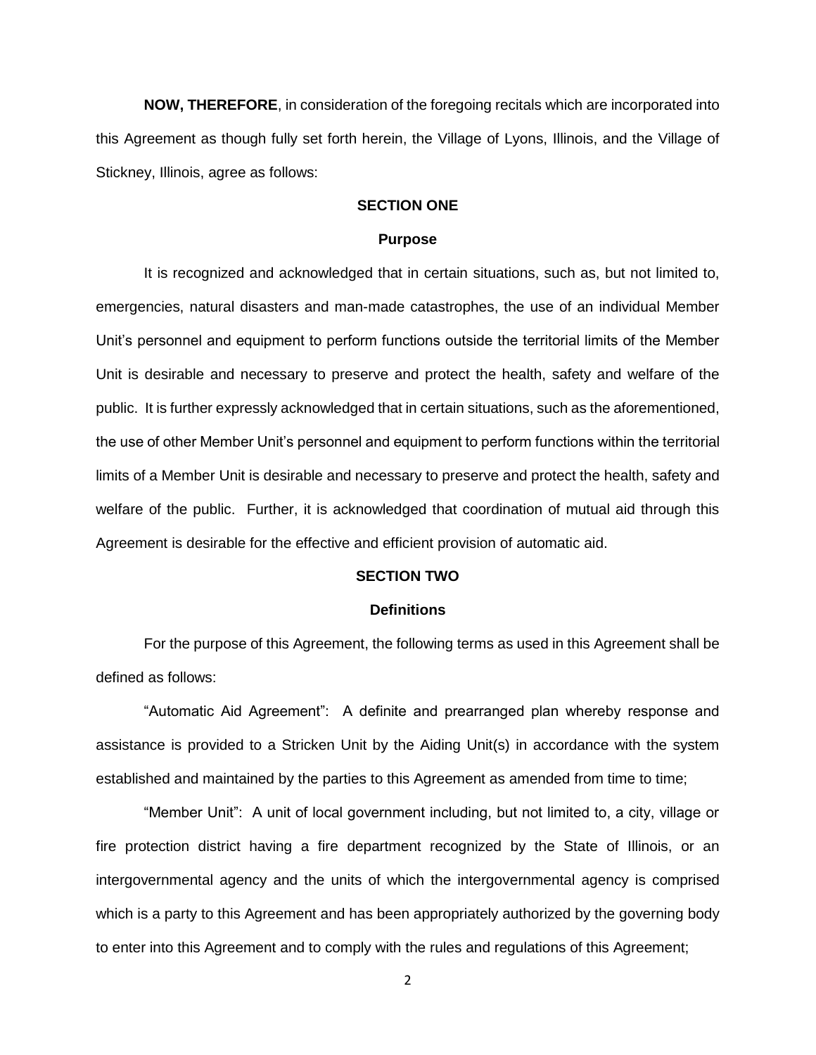**NOW, THEREFORE**, in consideration of the foregoing recitals which are incorporated into this Agreement as though fully set forth herein, the Village of Lyons, Illinois, and the Village of Stickney, Illinois, agree as follows:

## SECTION ONE

### Purpose

It is recognized and acknowledged that in certain situations, such as, but not limited to, emergencies, natural disasters and man-made catastrophes, the use of an individual Member Unit's personnel and equipment to perform functions outside the territorial limits of the Member Unit is desirable and necessary to preserve and protect the health, safety and welfare of the public. It is further expressly acknowledged that in certain situations, such as the aforementioned, the use of other Member Unit's personnel and equipment to perform functions within the territorial limits of a Member Unit is desirable and necessary to preserve and protect the health, safety and welfare of the public. Further, it is acknowledged that coordination of mutual aid through this Agreement is desirable for the effective and efficient provision of automatic aid.

## SECTION TWO

### Definitions

For the purpose of this Agreement, the following terms as used in this Agreement shall be defined as follows:

"Automatic Aid Agreement": A definite and prearranged plan whereby response and assistance is provided to a Stricken Unit by the Aiding Unit(s) in accordance with the system established and maintained by the parties to this Agreement as amended from time to time;

"Member Unit": A unit of local government including, but not limited to, a city, village or fire protection district having a fire department recognized by the State of Illinois, or an intergovernmental agency and the units of which the intergovernmental agency is comprised which is a party to this Agreement and has been appropriately authorized by the governing body to enter into this Agreement and to comply with the rules and regulations of this Agreement;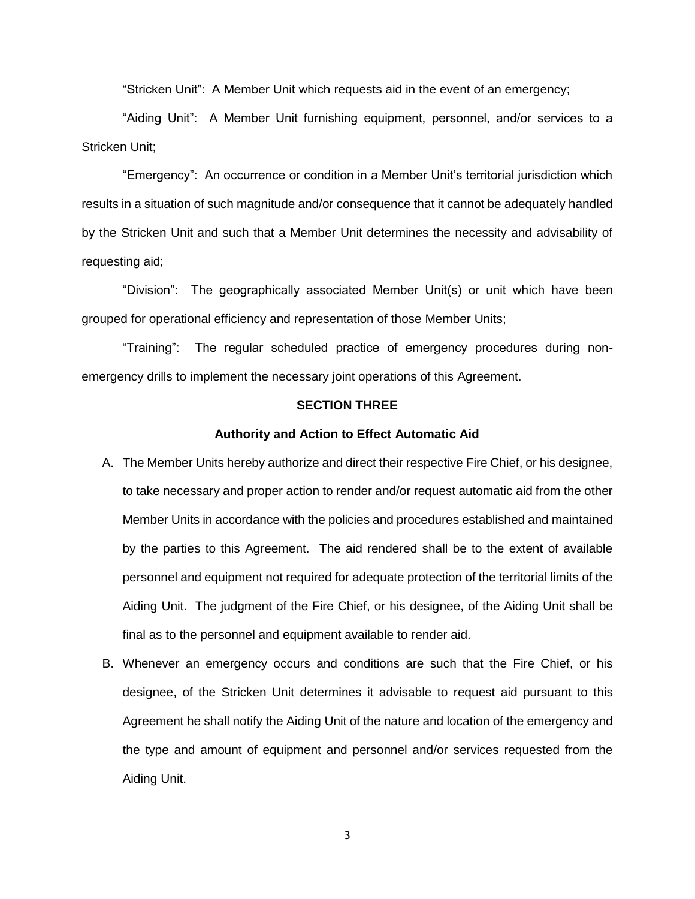"Stricken Unit": A Member Unit which requests aid in the event of an emergency;

"Aiding Unit": A Member Unit furnishing equipment, personnel, and/or services to a Stricken Unit;

"Emergency": An occurrence or condition in a Member Unit's territorial jurisdiction which results in a situation of such magnitude and/or consequence that it cannot be adequately handled by the Stricken Unit and such that a Member Unit determines the necessity and advisability of requesting aid;

"Division": The geographically associated Member Unit(s) or unit which have been grouped for operational efficiency and representation of those Member Units;

"Training": The regular scheduled practice of emergency procedures during non-emergency drills to implement the necessary joint operations of this Agreement.

## SECTION THREE

### Authority and Action to Effect Automatic Aid

A. The Member Units hereby authorize and direct their respective Fire Chief, or his designee, to take necessary and proper action to render and/or request automatic aid from the other Member Units in accordance with the policies and procedures established and maintained by the parties to this Agreement. The aid rendered shall be to the extent of available personnel and equipment not required for adequate protection of the territorial limits of the Aiding Unit. The judgment of the Fire Chief, or his designee, of the Aiding Unit shall be final as to the personnel and equipment available to render aid.

B. Whenever an emergency occurs and conditions are such that the Fire Chief, or his designee, of the Stricken Unit determines it advisable to request aid pursuant to this Agreement he shall notify the Aiding Unit of the nature and location of the emergency and the type and amount of equipment and personnel and/or services requested from the Aiding Unit.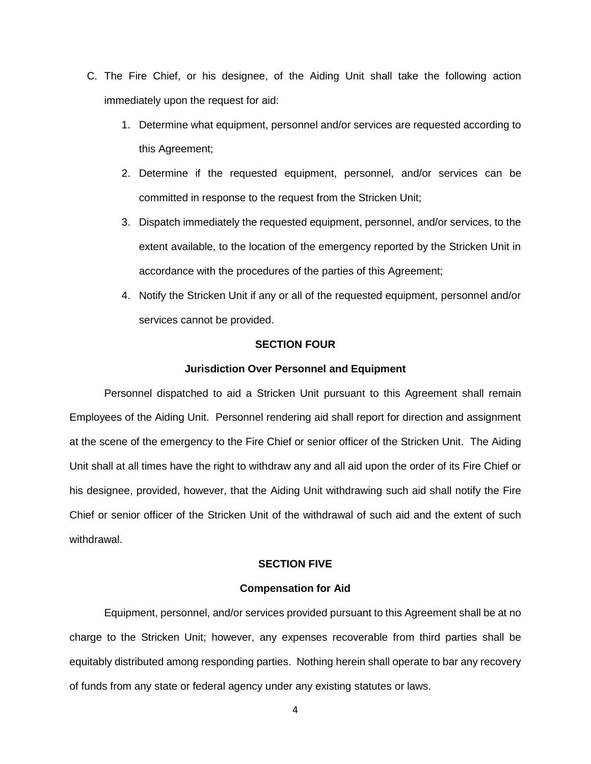C. The Fire Chief, or his designee, of the Aiding Unit shall take the following action immediately upon the request for aid:

   1. Determine what equipment, personnel and/or services are requested according to this Agreement;
   2. Determine if the requested equipment, personnel, and/or services can be committed in response to the request from the Stricken Unit;
   3. Dispatch immediately the requested equipment, personnel, and/or services, to the extent available, to the location of the emergency reported by the Stricken Unit in accordance with the procedures of the parties of this Agreement;
   4. Notify the Stricken Unit if any or all of the requested equipment, personnel and/or services cannot be provided.

## SECTION FOUR

### Jurisdiction Over Personnel and Equipment

Personnel dispatched to aid a Stricken Unit pursuant to this Agreement shall remain Employees of the Aiding Unit. Personnel rendering aid shall report for direction and assignment at the scene of the emergency to the Fire Chief or senior officer of the Stricken Unit. The Aiding Unit shall at all times have the right to withdraw any and all aid upon the order of its Fire Chief or his designee, provided, however, that the Aiding Unit withdrawing such aid shall notify the Fire Chief or senior officer of the Stricken Unit of the withdrawal of such aid and the extent of such withdrawal.

## SECTION FIVE

### Compensation for Aid

Equipment, personnel, and/or services provided pursuant to this Agreement shall be at no charge to the Stricken Unit; however, any expenses recoverable from third parties shall be equitably distributed among responding parties. Nothing herein shall operate to bar any recovery of funds from any state or federal agency under any existing statutes or laws.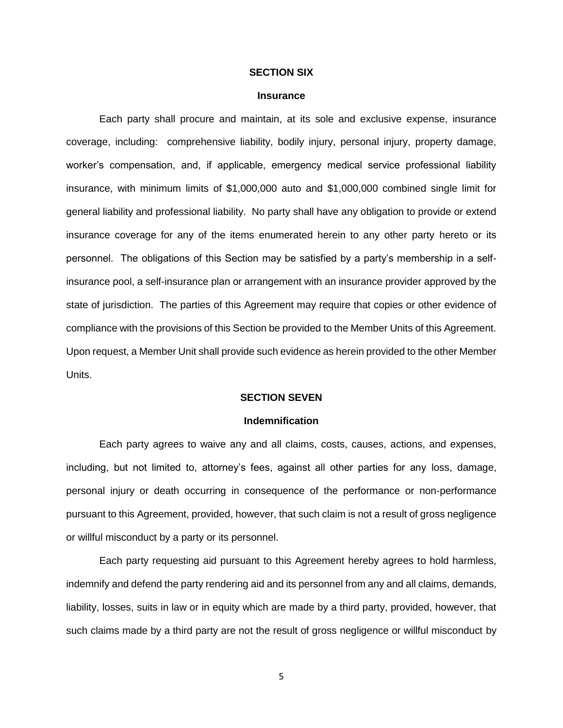## SECTION SIX

### Insurance

Each party shall procure and maintain, at its sole and exclusive expense, insurance coverage, including: comprehensive liability, bodily injury, personal injury, property damage, worker's compensation, and, if applicable, emergency medical service professional liability insurance, with minimum limits of $1,000,000 auto and $1,000,000 combined single limit for general liability and professional liability. No party shall have any obligation to provide or extend insurance coverage for any of the items enumerated herein to any other party hereto or its personnel. The obligations of this Section may be satisfied by a party's membership in a self-insurance pool, a self-insurance plan or arrangement with an insurance provider approved by the state of jurisdiction. The parties of this Agreement may require that copies or other evidence of compliance with the provisions of this Section be provided to the Member Units of this Agreement. Upon request, a Member Unit shall provide such evidence as herein provided to the other Member Units.

## SECTION SEVEN

### Indemnification

Each party agrees to waive any and all claims, costs, causes, actions, and expenses, including, but not limited to, attorney's fees, against all other parties for any loss, damage, personal injury or death occurring in consequence of the performance or non-performance pursuant to this Agreement, provided, however, that such claim is not a result of gross negligence or willful misconduct by a party or its personnel.

Each party requesting aid pursuant to this Agreement hereby agrees to hold harmless, indemnify and defend the party rendering aid and its personnel from any and all claims, demands, liability, losses, suits in law or in equity which are made by a third party, provided, however, that such claims made by a third party are not the result of gross negligence or willful misconduct by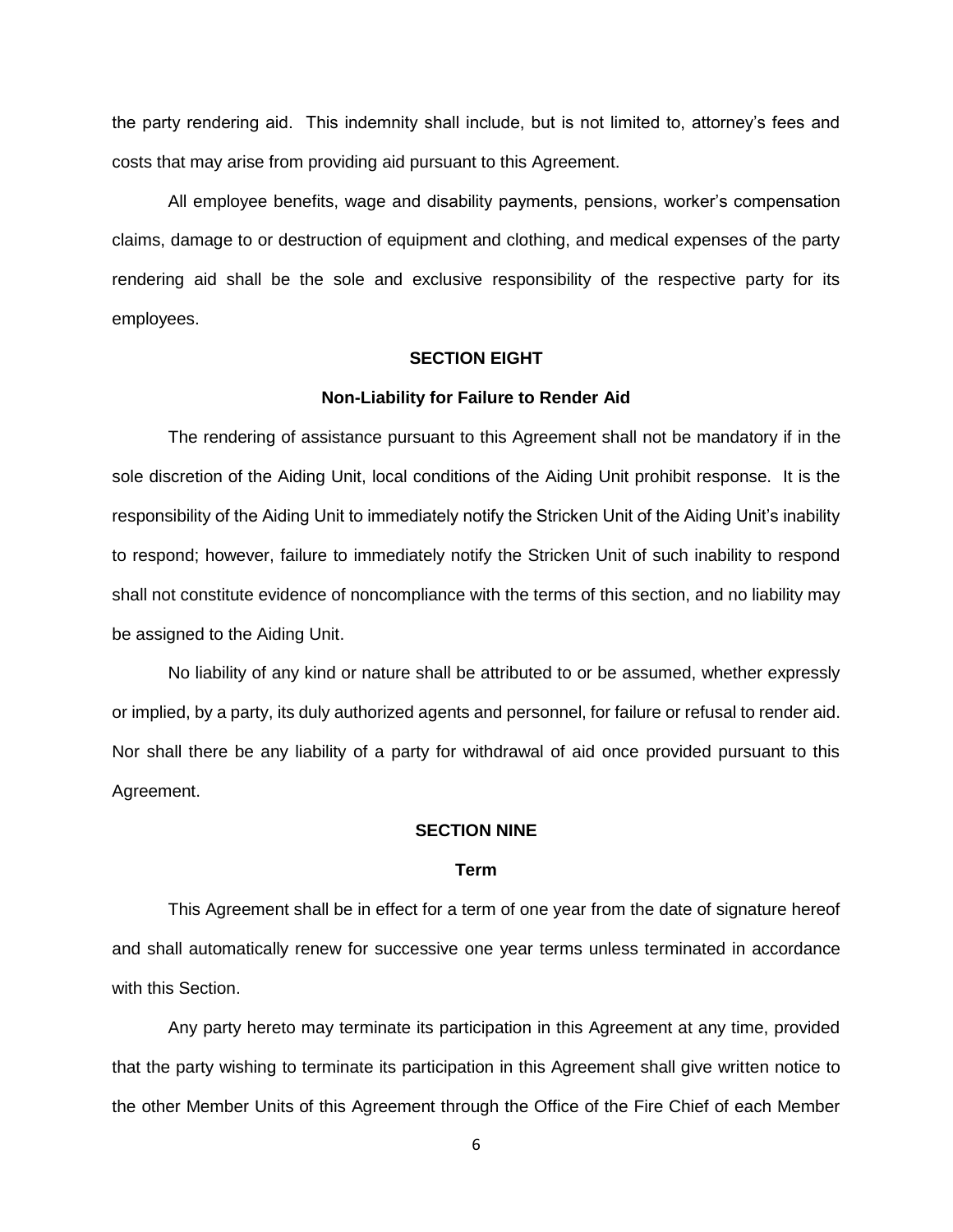the party rendering aid. This indemnity shall include, but is not limited to, attorney's fees and costs that may arise from providing aid pursuant to this Agreement.

All employee benefits, wage and disability payments, pensions, worker's compensation claims, damage to or destruction of equipment and clothing, and medical expenses of the party rendering aid shall be the sole and exclusive responsibility of the respective party for its employees.

**SECTION EIGHT**

**Non-Liability for Failure to Render Aid**

The rendering of assistance pursuant to this Agreement shall not be mandatory if in the sole discretion of the Aiding Unit, local conditions of the Aiding Unit prohibit response. It is the responsibility of the Aiding Unit to immediately notify the Stricken Unit of the Aiding Unit's inability to respond; however, failure to immediately notify the Stricken Unit of such inability to respond shall not constitute evidence of noncompliance with the terms of this section, and no liability may be assigned to the Aiding Unit.

No liability of any kind or nature shall be attributed to or be assumed, whether expressly or implied, by a party, its duly authorized agents and personnel, for failure or refusal to render aid. Nor shall there be any liability of a party for withdrawal of aid once provided pursuant to this Agreement.

**SECTION NINE**

**Term**

This Agreement shall be in effect for a term of one year from the date of signature hereof and shall automatically renew for successive one year terms unless terminated in accordance with this Section.

Any party hereto may terminate its participation in this Agreement at any time, provided that the party wishing to terminate its participation in this Agreement shall give written notice to the other Member Units of this Agreement through the Office of the Fire Chief of each Member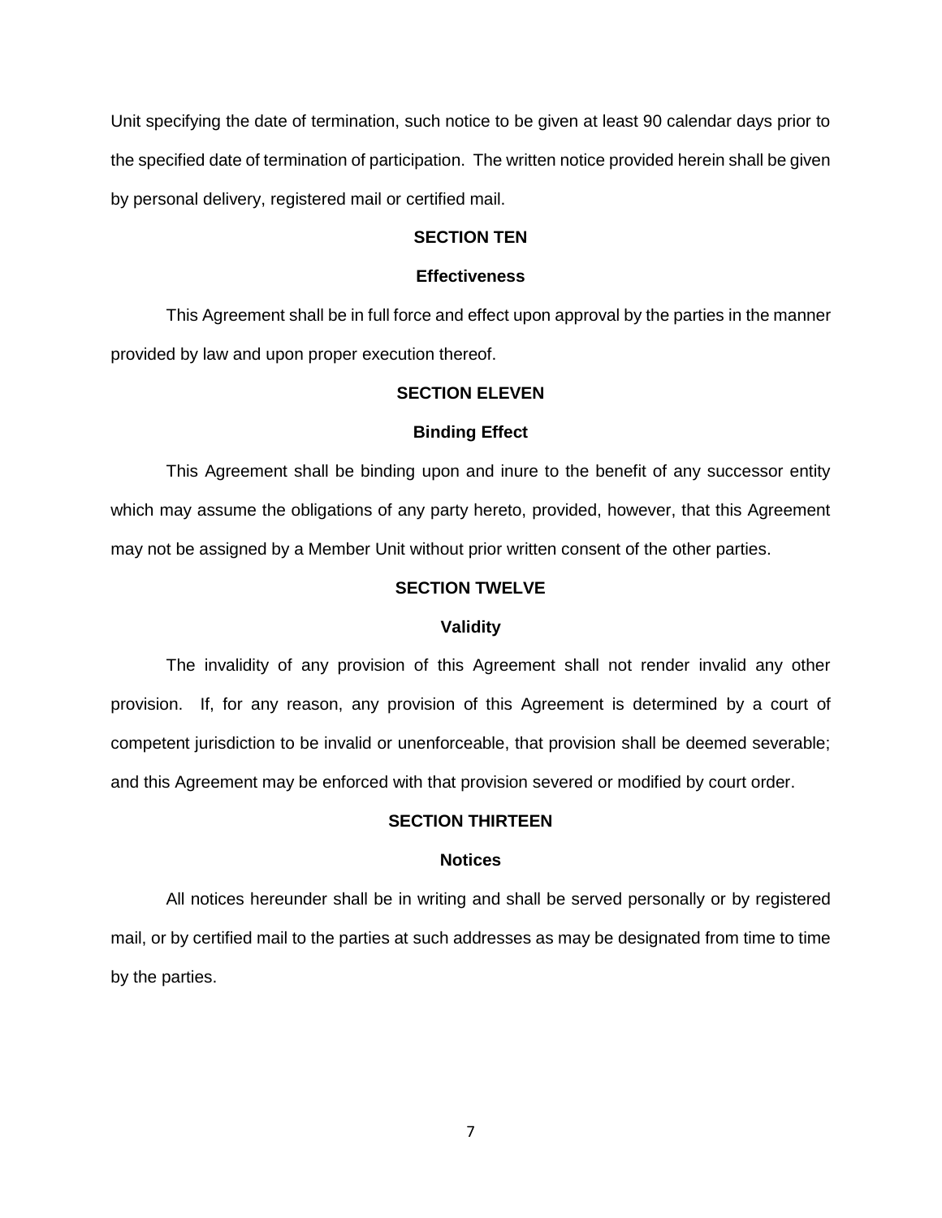Unit specifying the date of termination, such notice to be given at least 90 calendar days prior to the specified date of termination of participation. The written notice provided herein shall be given by personal delivery, registered mail or certified mail.

## SECTION TEN

### Effectiveness

This Agreement shall be in full force and effect upon approval by the parties in the manner provided by law and upon proper execution thereof.

## SECTION ELEVEN

### Binding Effect

This Agreement shall be binding upon and inure to the benefit of any successor entity which may assume the obligations of any party hereto, provided, however, that this Agreement may not be assigned by a Member Unit without prior written consent of the other parties.

## SECTION TWELVE

### Validity

The invalidity of any provision of this Agreement shall not render invalid any other provision. If, for any reason, any provision of this Agreement is determined by a court of competent jurisdiction to be invalid or unenforceable, that provision shall be deemed severable; and this Agreement may be enforced with that provision severed or modified by court order.

## SECTION THIRTEEN

### Notices

All notices hereunder shall be in writing and shall be served personally or by registered mail, or by certified mail to the parties at such addresses as may be designated from time to time by the parties.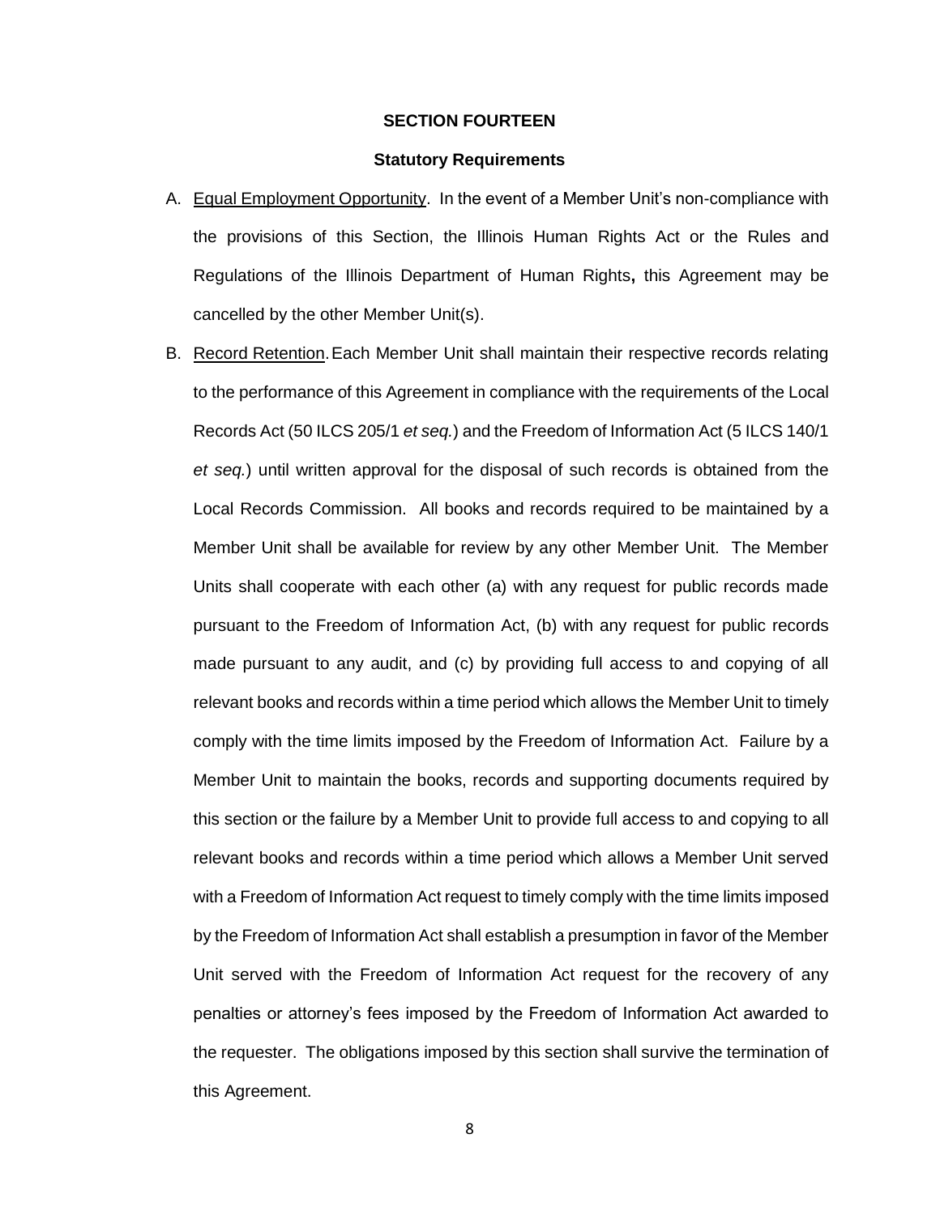## SECTION FOURTEEN

### Statutory Requirements

A. Equal Employment Opportunity. In the event of a Member Unit's non-compliance with the provisions of this Section, the Illinois Human Rights Act or the Rules and Regulations of the Illinois Department of Human Rights**,** this Agreement may be cancelled by the other Member Unit(s).

B. Record Retention. Each Member Unit shall maintain their respective records relating to the performance of this Agreement in compliance with the requirements of the Local Records Act (50 ILCS 205/1 *et seq.*) and the Freedom of Information Act (5 ILCS 140/1 *et seq.*) until written approval for the disposal of such records is obtained from the Local Records Commission. All books and records required to be maintained by a Member Unit shall be available for review by any other Member Unit. The Member Units shall cooperate with each other (a) with any request for public records made pursuant to the Freedom of Information Act, (b) with any request for public records made pursuant to any audit, and (c) by providing full access to and copying of all relevant books and records within a time period which allows the Member Unit to timely comply with the time limits imposed by the Freedom of Information Act. Failure by a Member Unit to maintain the books, records and supporting documents required by this section or the failure by a Member Unit to provide full access to and copying to all relevant books and records within a time period which allows a Member Unit served with a Freedom of Information Act request to timely comply with the time limits imposed by the Freedom of Information Act shall establish a presumption in favor of the Member Unit served with the Freedom of Information Act request for the recovery of any penalties or attorney's fees imposed by the Freedom of Information Act awarded to the requester. The obligations imposed by this section shall survive the termination of this Agreement.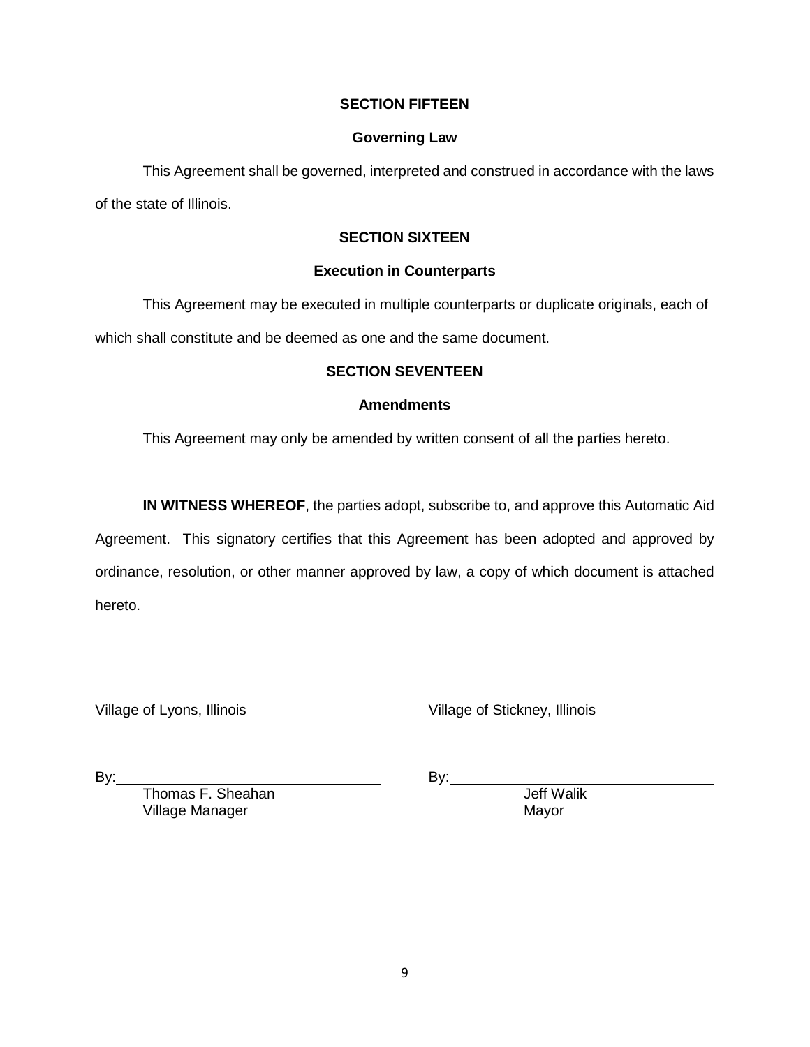## SECTION FIFTEEN

### Governing Law

This Agreement shall be governed, interpreted and construed in accordance with the laws of the state of Illinois.

## SECTION SIXTEEN

### Execution in Counterparts

This Agreement may be executed in multiple counterparts or duplicate originals, each of which shall constitute and be deemed as one and the same document.

## SECTION SEVENTEEN

### Amendments

This Agreement may only be amended by written consent of all the parties hereto.

**IN WITNESS WHEREOF**, the parties adopt, subscribe to, and approve this Automatic Aid Agreement. This signatory certifies that this Agreement has been adopted and approved by ordinance, resolution, or other manner approved by law, a copy of which document is attached hereto.

Village of Lyons, Illinois

By: ______________________________

Thomas F. Sheahan
Village Manager

Village of Stickney, Illinois

By: ______________________________

Jeff Walik
Mayor